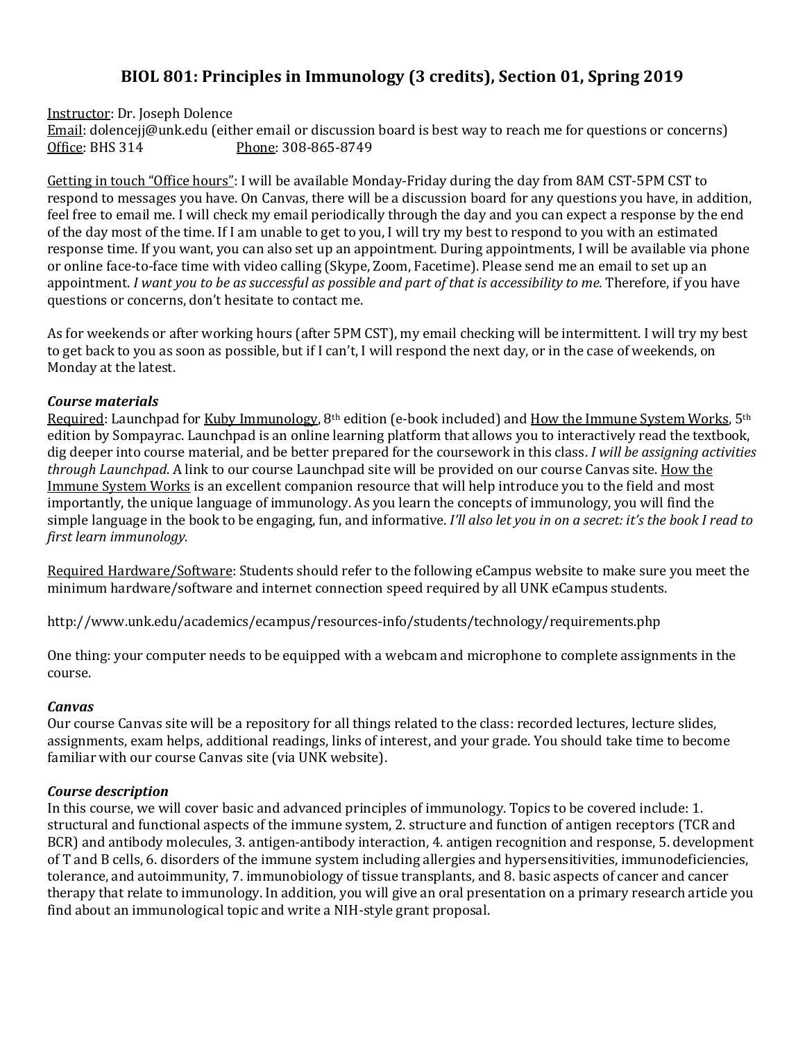# BIOL 801: Principles in Immunology (3 credits), Section 01, Spring 2019

Instructor: Dr. Joseph Dolence
Email: dolencejj@unk.edu (either email or discussion board is best way to reach me for questions or concerns)
Office: BHS 314 Phone: 308-865-8749

Getting in touch "Office hours": I will be available Monday-Friday during the day from 8AM CST-5PM CST to respond to messages you have. On Canvas, there will be a discussion board for any questions you have, in addition, feel free to email me. I will check my email periodically through the day and you can expect a response by the end of the day most of the time. If I am unable to get to you, I will try my best to respond to you with an estimated response time. If you want, you can also set up an appointment. During appointments, I will be available via phone or online face-to-face time with video calling (Skype, Zoom, Facetime). Please send me an email to set up an appointment. *I want you to be as successful as possible and part of that is accessibility to me.* Therefore, if you have questions or concerns, don't hesitate to contact me.

As for weekends or after working hours (after 5PM CST), my email checking will be intermittent. I will try my best to get back to you as soon as possible, but if I can't, I will respond the next day, or in the case of weekends, on Monday at the latest.

### *Course materials*

Required: Launchpad for Kuby Immunology, 8th edition (e-book included) and How the Immune System Works, 5th edition by Sompayrac. Launchpad is an online learning platform that allows you to interactively read the textbook, dig deeper into course material, and be better prepared for the coursework in this class. *I will be assigning activities through Launchpad*. A link to our course Launchpad site will be provided on our course Canvas site. How the Immune System Works is an excellent companion resource that will help introduce you to the field and most importantly, the unique language of immunology. As you learn the concepts of immunology, you will find the simple language in the book to be engaging, fun, and informative. *I'll also let you in on a secret: it's the book I read to first learn immunology.*

Required Hardware/Software: Students should refer to the following eCampus website to make sure you meet the minimum hardware/software and internet connection speed required by all UNK eCampus students.

http://www.unk.edu/academics/ecampus/resources-info/students/technology/requirements.php

One thing: your computer needs to be equipped with a webcam and microphone to complete assignments in the course.

### *Canvas*

Our course Canvas site will be a repository for all things related to the class: recorded lectures, lecture slides, assignments, exam helps, additional readings, links of interest, and your grade. You should take time to become familiar with our course Canvas site (via UNK website).

### *Course description*

In this course, we will cover basic and advanced principles of immunology. Topics to be covered include: 1. structural and functional aspects of the immune system, 2. structure and function of antigen receptors (TCR and BCR) and antibody molecules, 3. antigen-antibody interaction, 4. antigen recognition and response, 5. development of T and B cells, 6. disorders of the immune system including allergies and hypersensitivities, immunodeficiencies, tolerance, and autoimmunity, 7. immunobiology of tissue transplants, and 8. basic aspects of cancer and cancer therapy that relate to immunology. In addition, you will give an oral presentation on a primary research article you find about an immunological topic and write a NIH-style grant proposal.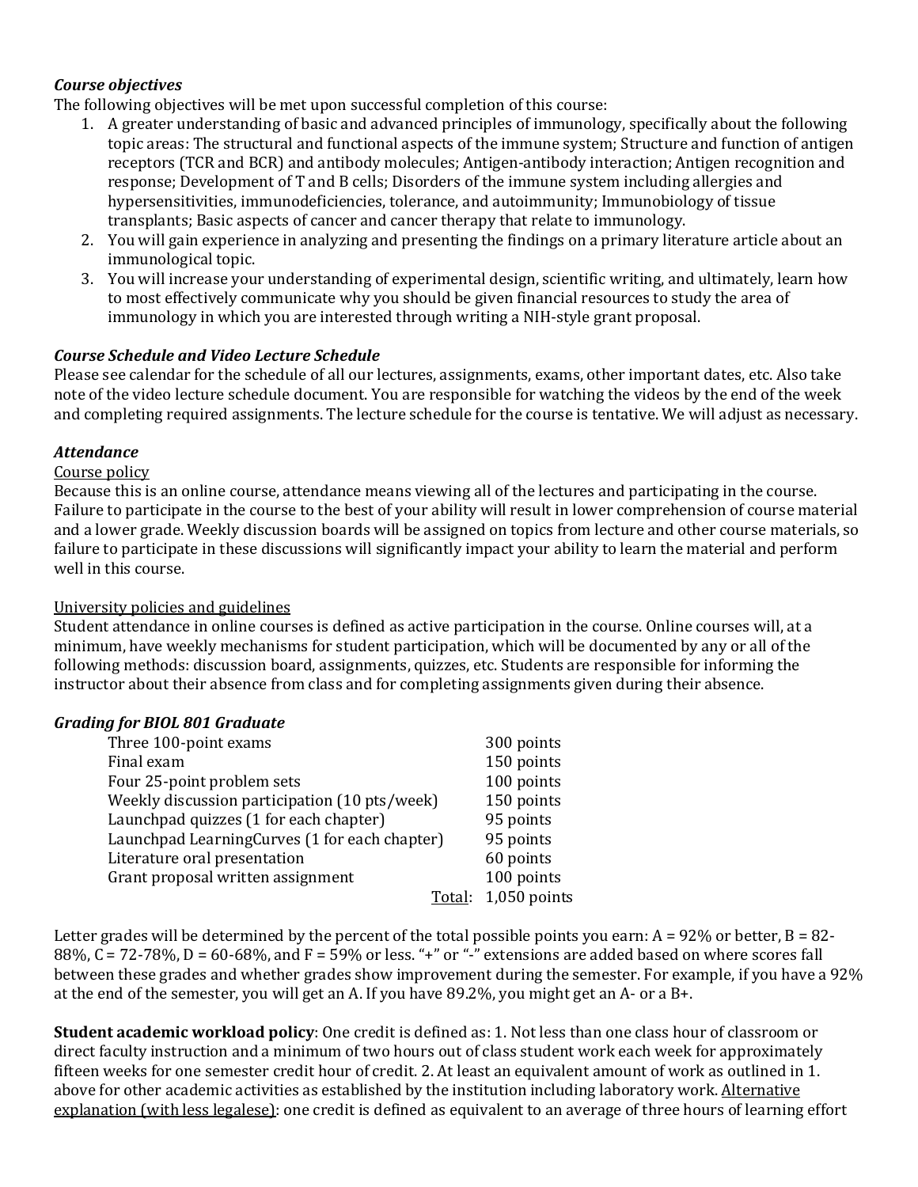### *Course objectives*

The following objectives will be met upon successful completion of this course:

1. A greater understanding of basic and advanced principles of immunology, specifically about the following topic areas: The structural and functional aspects of the immune system; Structure and function of antigen receptors (TCR and BCR) and antibody molecules; Antigen-antibody interaction; Antigen recognition and response; Development of T and B cells; Disorders of the immune system including allergies and hypersensitivities, immunodeficiencies, tolerance, and autoimmunity; Immunobiology of tissue transplants; Basic aspects of cancer and cancer therapy that relate to immunology.
2. You will gain experience in analyzing and presenting the findings on a primary literature article about an immunological topic.
3. You will increase your understanding of experimental design, scientific writing, and ultimately, learn how to most effectively communicate why you should be given financial resources to study the area of immunology in which you are interested through writing a NIH-style grant proposal.

### *Course Schedule and Video Lecture Schedule*

Please see calendar for the schedule of all our lectures, assignments, exams, other important dates, etc. Also take note of the video lecture schedule document. You are responsible for watching the videos by the end of the week and completing required assignments. The lecture schedule for the course is tentative. We will adjust as necessary.

### *Attendance*

<u>Course policy</u>

Because this is an online course, attendance means viewing all of the lectures and participating in the course. Failure to participate in the course to the best of your ability will result in lower comprehension of course material and a lower grade. Weekly discussion boards will be assigned on topics from lecture and other course materials, so failure to participate in these discussions will significantly impact your ability to learn the material and perform well in this course.

<u>University policies and guidelines</u>

Student attendance in online courses is defined as active participation in the course. Online courses will, at a minimum, have weekly mechanisms for student participation, which will be documented by any or all of the following methods: discussion board, assignments, quizzes, etc. Students are responsible for informing the instructor about their absence from class and for completing assignments given during their absence.

### *Grading for BIOL 801 Graduate*

| Item | Points |
|---|---|
| Three 100-point exams | 300 points |
| Final exam | 150 points |
| Four 25-point problem sets | 100 points |
| Weekly discussion participation (10 pts/week) | 150 points |
| Launchpad quizzes (1 for each chapter) | 95 points |
| Launchpad LearningCurves (1 for each chapter) | 95 points |
| Literature oral presentation | 60 points |
| Grant proposal written assignment | 100 points |
| Total: | 1,050 points |

Letter grades will be determined by the percent of the total possible points you earn: A = 92% or better, B = 82-88%, C = 72-78%, D = 60-68%, and F = 59% or less. "+" or "-" extensions are added based on where scores fall between these grades and whether grades show improvement during the semester. For example, if you have a 92% at the end of the semester, you will get an A. If you have 89.2%, you might get an A- or a B+.

**Student academic workload policy**: One credit is defined as: 1. Not less than one class hour of classroom or direct faculty instruction and a minimum of two hours out of class student work each week for approximately fifteen weeks for one semester credit hour of credit. 2. At least an equivalent amount of work as outlined in 1. above for other academic activities as established by the institution including laboratory work. <u>Alternative explanation (with less legalese)</u>: one credit is defined as equivalent to an average of three hours of learning effort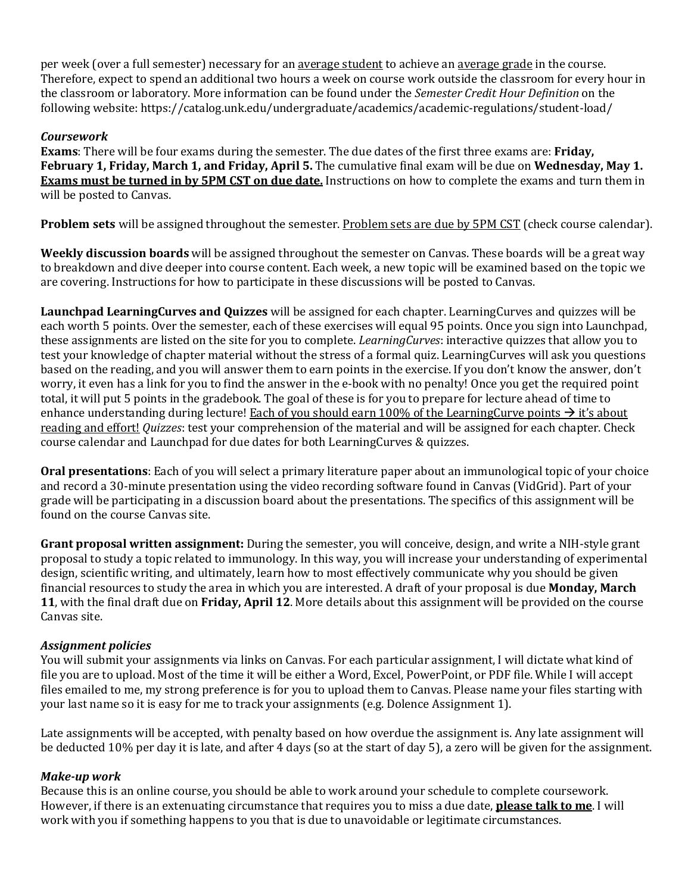per week (over a full semester) necessary for an <u>average student</u> to achieve an <u>average grade</u> in the course. Therefore, expect to spend an additional two hours a week on course work outside the classroom for every hour in the classroom or laboratory. More information can be found under the *Semester Credit Hour Definition* on the following website: https://catalog.unk.edu/undergraduate/academics/academic-regulations/student-load/

### *Coursework*

**Exams**: There will be four exams during the semester. The due dates of the first three exams are: **Friday, February 1, Friday, March 1, and Friday, April 5.** The cumulative final exam will be due on **Wednesday, May 1.** **<u>Exams must be turned in by 5PM CST on due date.</u>** Instructions on how to complete the exams and turn them in will be posted to Canvas.

**Problem sets** will be assigned throughout the semester. <u>Problem sets are due by 5PM CST</u> (check course calendar).

**Weekly discussion boards** will be assigned throughout the semester on Canvas. These boards will be a great way to breakdown and dive deeper into course content. Each week, a new topic will be examined based on the topic we are covering. Instructions for how to participate in these discussions will be posted to Canvas.

**Launchpad LearningCurves and Quizzes** will be assigned for each chapter. LearningCurves and quizzes will be each worth 5 points. Over the semester, each of these exercises will equal 95 points. Once you sign into Launchpad, these assignments are listed on the site for you to complete. *LearningCurves*: interactive quizzes that allow you to test your knowledge of chapter material without the stress of a formal quiz. LearningCurves will ask you questions based on the reading, and you will answer them to earn points in the exercise. If you don't know the answer, don't worry, it even has a link for you to find the answer in the e-book with no penalty! Once you get the required point total, it will put 5 points in the gradebook. The goal of these is for you to prepare for lecture ahead of time to enhance understanding during lecture! <u>Each of you should earn 100% of the LearningCurve points → it's about reading and effort!</u> *Quizzes*: test your comprehension of the material and will be assigned for each chapter. Check course calendar and Launchpad for due dates for both LearningCurves & quizzes.

**Oral presentations**: Each of you will select a primary literature paper about an immunological topic of your choice and record a 30-minute presentation using the video recording software found in Canvas (VidGrid). Part of your grade will be participating in a discussion board about the presentations. The specifics of this assignment will be found on the course Canvas site.

**Grant proposal written assignment:** During the semester, you will conceive, design, and write a NIH-style grant proposal to study a topic related to immunology. In this way, you will increase your understanding of experimental design, scientific writing, and ultimately, learn how to most effectively communicate why you should be given financial resources to study the area in which you are interested. A draft of your proposal is due **Monday, March 11**, with the final draft due on **Friday, April 12**. More details about this assignment will be provided on the course Canvas site.

### *Assignment policies*

You will submit your assignments via links on Canvas. For each particular assignment, I will dictate what kind of file you are to upload. Most of the time it will be either a Word, Excel, PowerPoint, or PDF file. While I will accept files emailed to me, my strong preference is for you to upload them to Canvas. Please name your files starting with your last name so it is easy for me to track your assignments (e.g. Dolence Assignment 1).

Late assignments will be accepted, with penalty based on how overdue the assignment is. Any late assignment will be deducted 10% per day it is late, and after 4 days (so at the start of day 5), a zero will be given for the assignment.

### *Make-up work*

Because this is an online course, you should be able to work around your schedule to complete coursework. However, if there is an extenuating circumstance that requires you to miss a due date, **<u>please talk to me</u>**. I will work with you if something happens to you that is due to unavoidable or legitimate circumstances.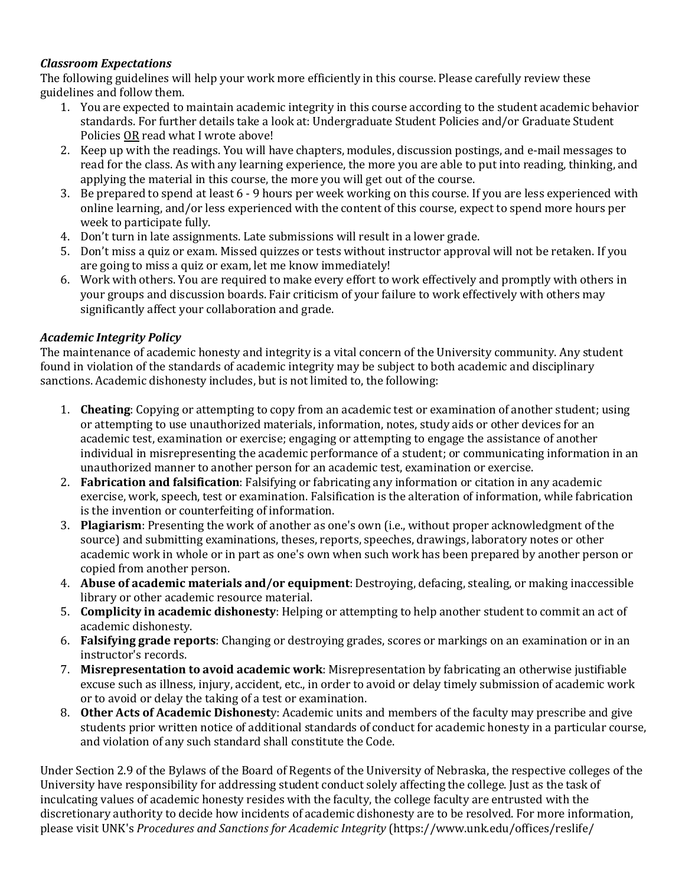### *Classroom Expectations*

The following guidelines will help your work more efficiently in this course. Please carefully review these guidelines and follow them.

1. You are expected to maintain academic integrity in this course according to the student academic behavior standards. For further details take a look at: Undergraduate Student Policies and/or Graduate Student Policies <u>OR</u> read what I wrote above!
2. Keep up with the readings. You will have chapters, modules, discussion postings, and e-mail messages to read for the class. As with any learning experience, the more you are able to put into reading, thinking, and applying the material in this course, the more you will get out of the course.
3. Be prepared to spend at least 6 - 9 hours per week working on this course. If you are less experienced with online learning, and/or less experienced with the content of this course, expect to spend more hours per week to participate fully.
4. Don't turn in late assignments. Late submissions will result in a lower grade.
5. Don't miss a quiz or exam. Missed quizzes or tests without instructor approval will not be retaken. If you are going to miss a quiz or exam, let me know immediately!
6. Work with others. You are required to make every effort to work effectively and promptly with others in your groups and discussion boards. Fair criticism of your failure to work effectively with others may significantly affect your collaboration and grade.

### *Academic Integrity Policy*

The maintenance of academic honesty and integrity is a vital concern of the University community. Any student found in violation of the standards of academic integrity may be subject to both academic and disciplinary sanctions. Academic dishonesty includes, but is not limited to, the following:

1. **Cheating**: Copying or attempting to copy from an academic test or examination of another student; using or attempting to use unauthorized materials, information, notes, study aids or other devices for an academic test, examination or exercise; engaging or attempting to engage the assistance of another individual in misrepresenting the academic performance of a student; or communicating information in an unauthorized manner to another person for an academic test, examination or exercise.
2. **Fabrication and falsification**: Falsifying or fabricating any information or citation in any academic exercise, work, speech, test or examination. Falsification is the alteration of information, while fabrication is the invention or counterfeiting of information.
3. **Plagiarism**: Presenting the work of another as one's own (i.e., without proper acknowledgment of the source) and submitting examinations, theses, reports, speeches, drawings, laboratory notes or other academic work in whole or in part as one's own when such work has been prepared by another person or copied from another person.
4. **Abuse of academic materials and/or equipment**: Destroying, defacing, stealing, or making inaccessible library or other academic resource material.
5. **Complicity in academic dishonesty**: Helping or attempting to help another student to commit an act of academic dishonesty.
6. **Falsifying grade reports**: Changing or destroying grades, scores or markings on an examination or in an instructor's records.
7. **Misrepresentation to avoid academic work**: Misrepresentation by fabricating an otherwise justifiable excuse such as illness, injury, accident, etc., in order to avoid or delay timely submission of academic work or to avoid or delay the taking of a test or examination.
8. **Other Acts of Academic Dishonesty**: Academic units and members of the faculty may prescribe and give students prior written notice of additional standards of conduct for academic honesty in a particular course, and violation of any such standard shall constitute the Code.

Under Section 2.9 of the Bylaws of the Board of Regents of the University of Nebraska, the respective colleges of the University have responsibility for addressing student conduct solely affecting the college. Just as the task of inculcating values of academic honesty resides with the faculty, the college faculty are entrusted with the discretionary authority to decide how incidents of academic dishonesty are to be resolved. For more information, please visit UNK's *Procedures and Sanctions for Academic Integrity* (https://www.unk.edu/offices/reslife/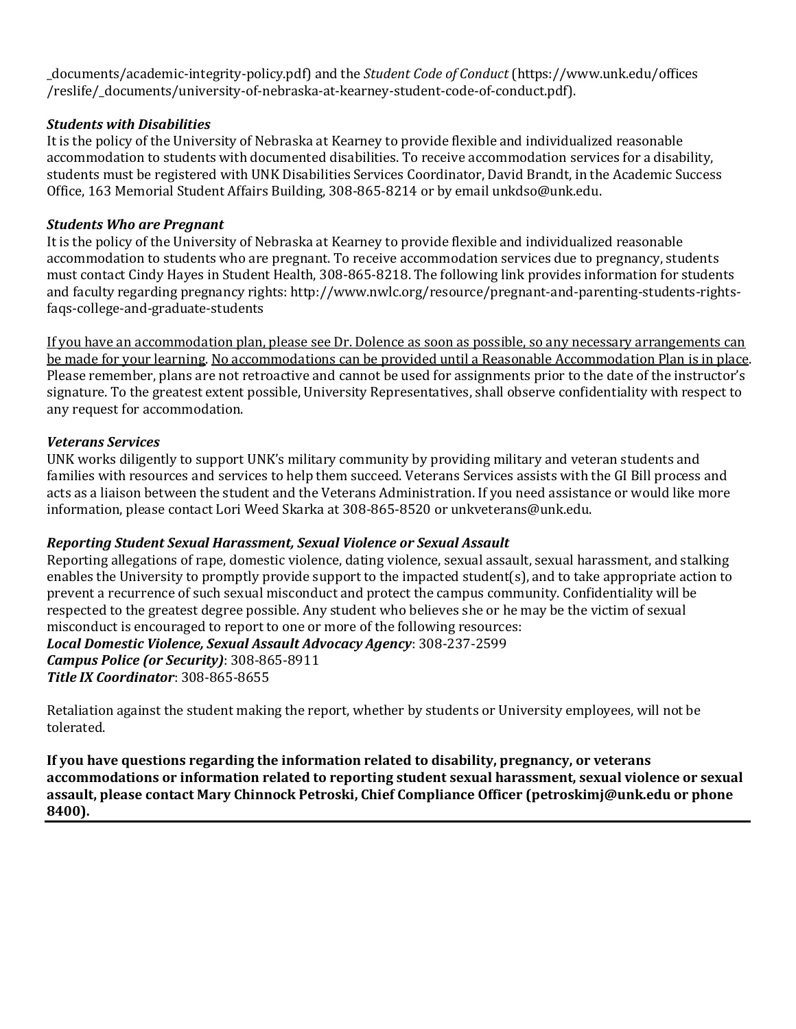_documents/academic-integrity-policy.pdf) and the *Student Code of Conduct* (https://www.unk.edu/offices /reslife/_documents/university-of-nebraska-at-kearney-student-code-of-conduct.pdf).

***Students with Disabilities***
It is the policy of the University of Nebraska at Kearney to provide flexible and individualized reasonable accommodation to students with documented disabilities. To receive accommodation services for a disability, students must be registered with UNK Disabilities Services Coordinator, David Brandt, in the Academic Success Office, 163 Memorial Student Affairs Building, 308-865-8214 or by email unkdso@unk.edu.

***Students Who are Pregnant***
It is the policy of the University of Nebraska at Kearney to provide flexible and individualized reasonable accommodation to students who are pregnant. To receive accommodation services due to pregnancy, students must contact Cindy Hayes in Student Health, 308-865-8218. The following link provides information for students and faculty regarding pregnancy rights: http://www.nwlc.org/resource/pregnant-and-parenting-students-rights-faqs-college-and-graduate-students

If you have an accommodation plan, please see Dr. Dolence as soon as possible, so any necessary arrangements can be made for your learning. No accommodations can be provided until a Reasonable Accommodation Plan is in place. Please remember, plans are not retroactive and cannot be used for assignments prior to the date of the instructor's signature. To the greatest extent possible, University Representatives, shall observe confidentiality with respect to any request for accommodation.

***Veterans Services***
UNK works diligently to support UNK's military community by providing military and veteran students and families with resources and services to help them succeed. Veterans Services assists with the GI Bill process and acts as a liaison between the student and the Veterans Administration. If you need assistance or would like more information, please contact Lori Weed Skarka at 308-865-8520 or unkveterans@unk.edu.

***Reporting Student Sexual Harassment, Sexual Violence or Sexual Assault***
Reporting allegations of rape, domestic violence, dating violence, sexual assault, sexual harassment, and stalking enables the University to promptly provide support to the impacted student(s), and to take appropriate action to prevent a recurrence of such sexual misconduct and protect the campus community. Confidentiality will be respected to the greatest degree possible. Any student who believes she or he may be the victim of sexual misconduct is encouraged to report to one or more of the following resources:
***Local Domestic Violence, Sexual Assault Advocacy Agency***: 308-237-2599
***Campus Police (or Security)***: 308-865-8911
***Title IX Coordinator***: 308-865-8655

Retaliation against the student making the report, whether by students or University employees, will not be tolerated.

**If you have questions regarding the information related to disability, pregnancy, or veterans accommodations or information related to reporting student sexual harassment, sexual violence or sexual assault, please contact Mary Chinnock Petroski, Chief Compliance Officer (petroskimj@unk.edu or phone 8400).**